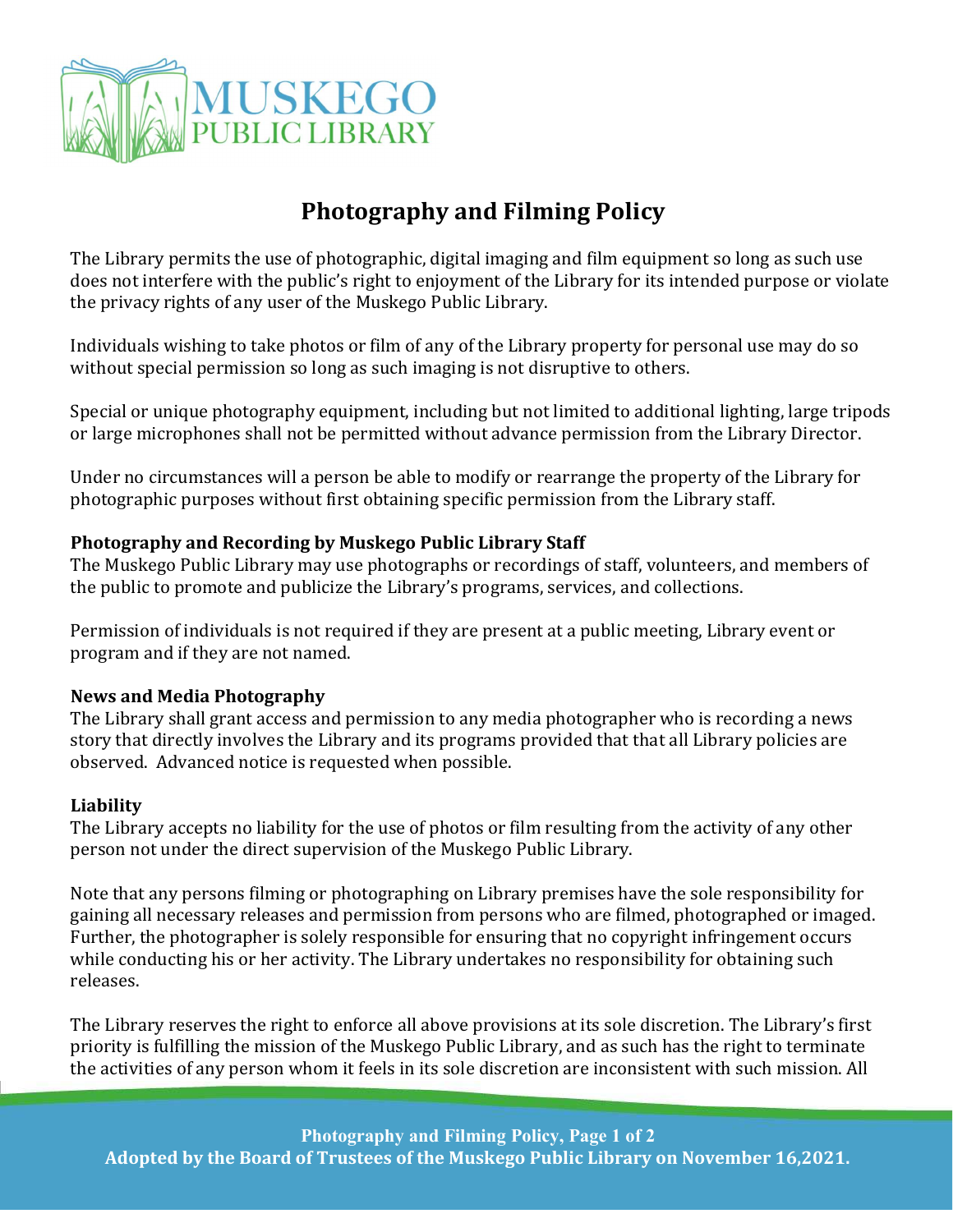MUSKEGO PUBLIC LIBRARY

# Photography and Filming Policy

The Library permits the use of photographic, digital imaging and film equipment so long as such use does not interfere with the public's right to enjoyment of the Library for its intended purpose or violate the privacy rights of any user of the Muskego Public Library.

Individuals wishing to take photos or film of any of the Library property for personal use may do so without special permission so long as such imaging is not disruptive to others.

Special or unique photography equipment, including but not limited to additional lighting, large tripods or large microphones shall not be permitted without advance permission from the Library Director.

Under no circumstances will a person be able to modify or rearrange the property of the Library for photographic purposes without first obtaining specific permission from the Library staff.

**Photography and Recording by Muskego Public Library Staff**

The Muskego Public Library may use photographs or recordings of staff, volunteers, and members of the public to promote and publicize the Library's programs, services, and collections.

Permission of individuals is not required if they are present at a public meeting, Library event or program and if they are not named.

**News and Media Photography**

The Library shall grant access and permission to any media photographer who is recording a news story that directly involves the Library and its programs provided that that all Library policies are observed. Advanced notice is requested when possible.

**Liability**

The Library accepts no liability for the use of photos or film resulting from the activity of any other person not under the direct supervision of the Muskego Public Library.

Note that any persons filming or photographing on Library premises have the sole responsibility for gaining all necessary releases and permission from persons who are filmed, photographed or imaged. Further, the photographer is solely responsible for ensuring that no copyright infringement occurs while conducting his or her activity. The Library undertakes no responsibility for obtaining such releases.

The Library reserves the right to enforce all above provisions at its sole discretion. The Library's first priority is fulfilling the mission of the Muskego Public Library, and as such has the right to terminate the activities of any person whom it feels in its sole discretion are inconsistent with such mission. All

Adopted by the Board of Trustees of the Muskego Public Library on November 16,2021.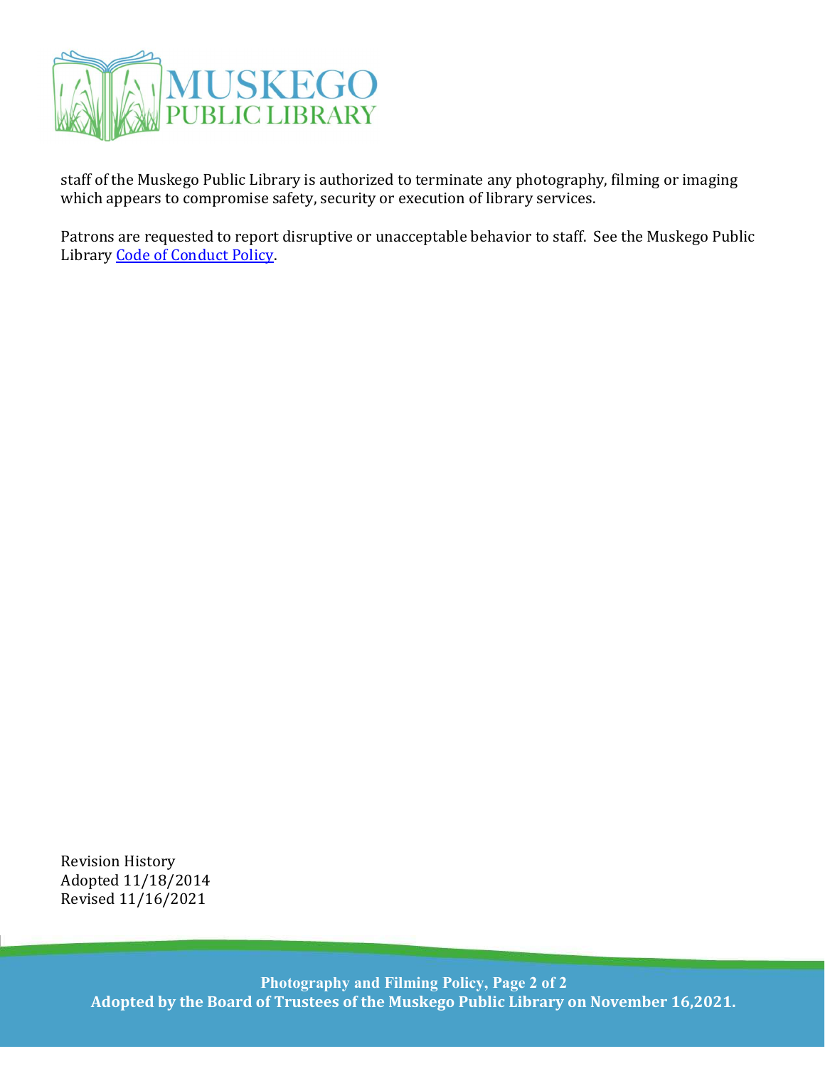staff of the Muskego Public Library is authorized to terminate any photography, filming or imaging which appears to compromise safety, security or execution of library services.

Patrons are requested to report disruptive or unacceptable behavior to staff. See the Muskego Public Library [Code of Conduct Policy](#).

Revision History
Adopted 11/18/2014
Revised 11/16/2021